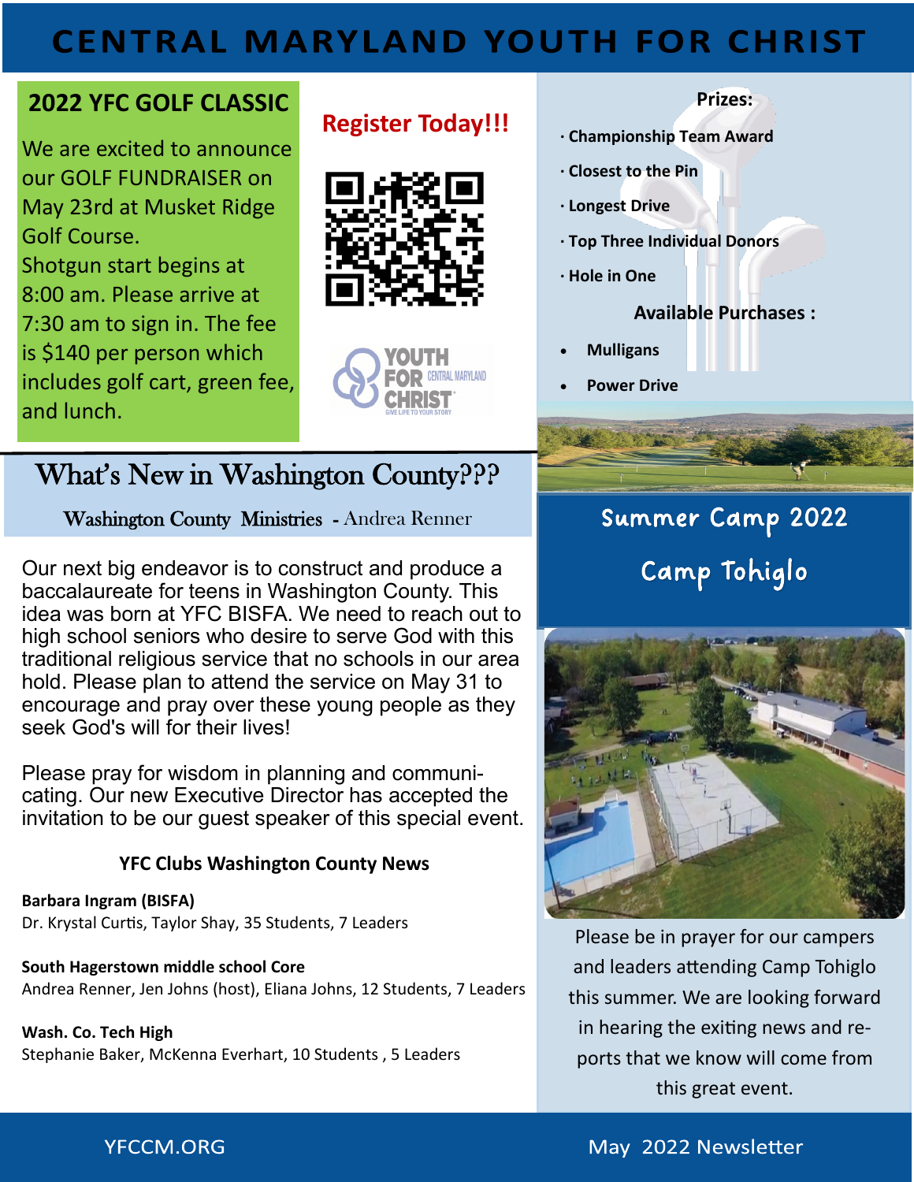# CENTRAL MARYLAND YOUTH FOR CHRIST

## 2022 YFC GOLF CLASSIC

We are excited to announce our GOLF FUNDRAISER on May 23rd at Musket Ridge Golf Course.
Shotgun start begins at 8:00 am. Please arrive at 7:30 am to sign in. The fee is $140 per person which includes golf cart, green fee, and lunch.

**Register Today!!!**

YOUTH FOR CHRIST CENTRAL MARYLAND
GIVE LIFE TO YOUR STORY

**Prizes:**

- **Championship Team Award**
- **Closest to the Pin**
- **Longest Drive**
- **Top Three Individual Donors**
- **Hole in One**

**Available Purchases :**

- **Mulligans**
- **Power Drive**

## What's New in Washington County???

Washington County Ministries - Andrea Renner

Our next big endeavor is to construct and produce a baccalaureate for teens in Washington County. This idea was born at YFC BISFA. We need to reach out to high school seniors who desire to serve God with this traditional religious service that no schools in our area hold. Please plan to attend the service on May 31 to encourage and pray over these young people as they seek God's will for their lives!

Please pray for wisdom in planning and communicating. Our new Executive Director has accepted the invitation to be our guest speaker of this special event.

### YFC Clubs Washington County News

**Barbara Ingram (BISFA)**
Dr. Krystal Curtis, Taylor Shay, 35 Students, 7 Leaders

**South Hagerstown middle school Core**
Andrea Renner, Jen Johns (host), Eliana Johns, 12 Students, 7 Leaders

**Wash. Co. Tech High**
Stephanie Baker, McKenna Everhart, 10 Students , 5 Leaders

## Summer Camp 2022

## Camp Tohiglo

Please be in prayer for our campers and leaders attending Camp Tohiglo this summer. We are looking forward in hearing the exiting news and reports that we know will come from this great event.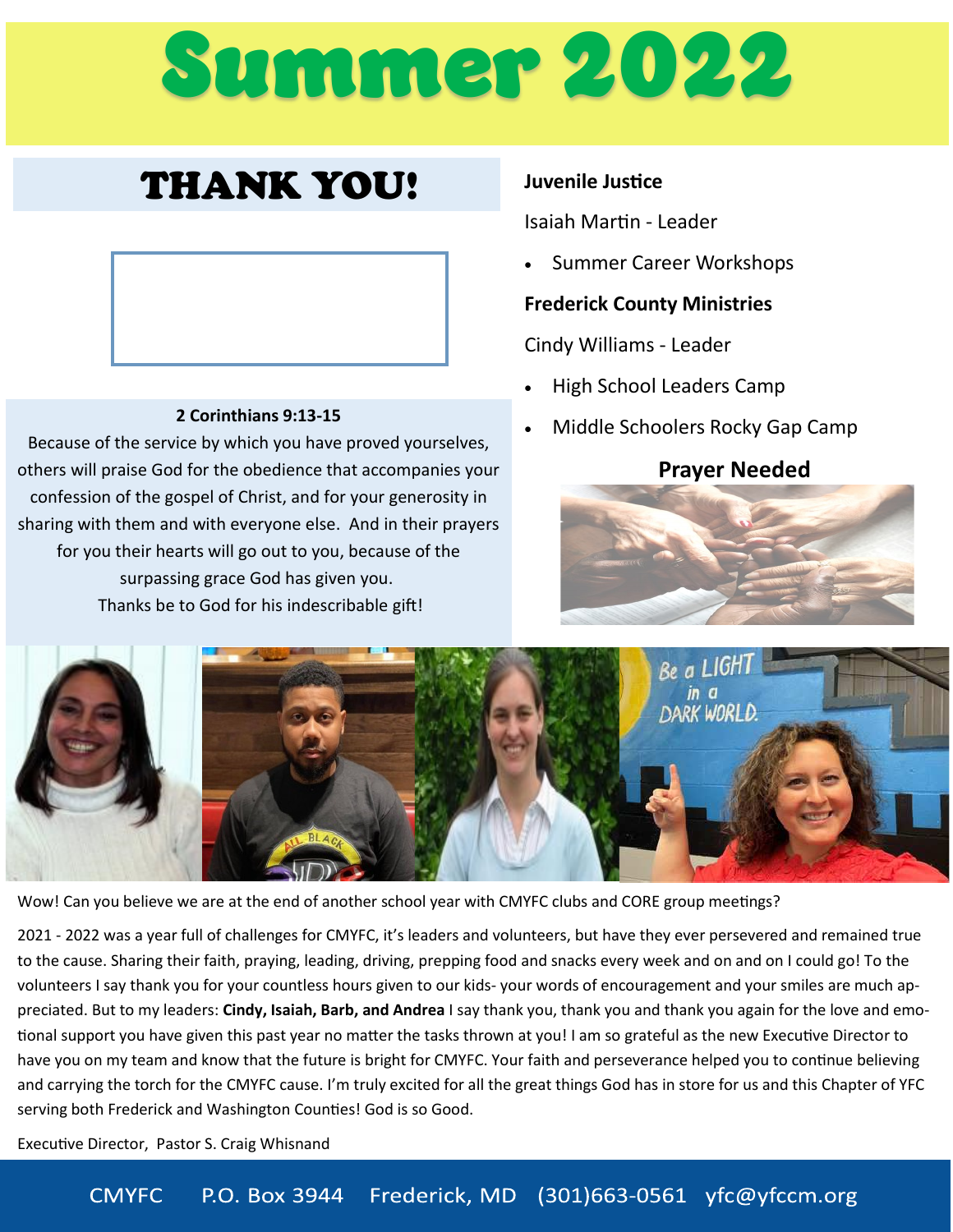# Summer 2022

## THANK YOU!

**2 Corinthians 9:13-15**

Because of the service by which you have proved yourselves, others will praise God for the obedience that accompanies your confession of the gospel of Christ, and for your generosity in sharing with them and with everyone else. And in their prayers for you their hearts will go out to you, because of the surpassing grace God has given you.
Thanks be to God for his indescribable gift!

**Juvenile Justice**

Isaiah Martin - Leader

- Summer Career Workshops

**Frederick County Ministries**

Cindy Williams - Leader

- High School Leaders Camp
- Middle Schoolers Rocky Gap Camp

**Prayer Needed**

Wow! Can you believe we are at the end of another school year with CMYFC clubs and CORE group meetings?

2021 - 2022 was a year full of challenges for CMYFC, it's leaders and volunteers, but have they ever persevered and remained true to the cause. Sharing their faith, praying, leading, driving, prepping food and snacks every week and on and on I could go! To the volunteers I say thank you for your countless hours given to our kids- your words of encouragement and your smiles are much appreciated. But to my leaders: **Cindy, Isaiah, Barb, and Andrea** I say thank you, thank you and thank you again for the love and emotional support you have given this past year no matter the tasks thrown at you! I am so grateful as the new Executive Director to have you on my team and know that the future is bright for CMYFC. Your faith and perseverance helped you to continue believing and carrying the torch for the CMYFC cause. I'm truly excited for all the great things God has in store for us and this Chapter of YFC serving both Frederick and Washington Counties! God is so Good.

Executive Director, Pastor S. Craig Whisnand

CMYFC P.O. Box 3944 Frederick, MD (301)663-0561 yfc@yfccm.org